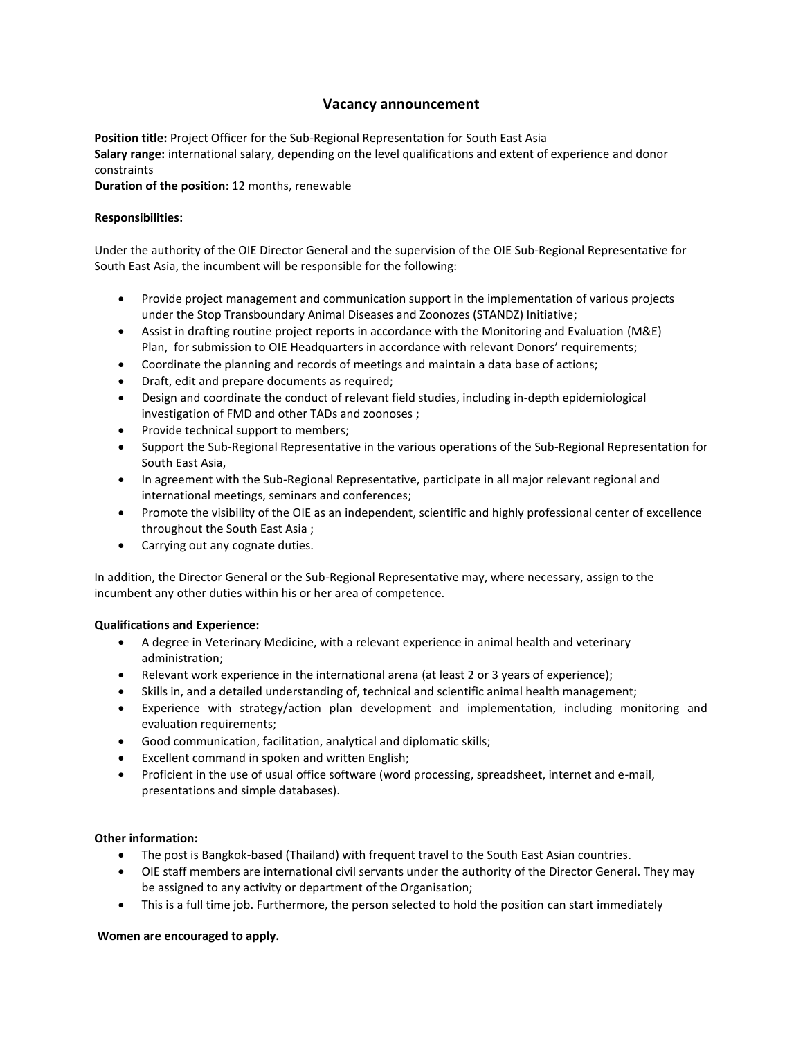# Vacancy announcement

**Position title:** Project Officer for the Sub-Regional Representation for South East Asia
**Salary range:** international salary, depending on the level qualifications and extent of experience and donor constraints
**Duration of the position**: 12 months, renewable

**Responsibilities:**

Under the authority of the OIE Director General and the supervision of the OIE Sub-Regional Representative for South East Asia, the incumbent will be responsible for the following:

- Provide project management and communication support in the implementation of various projects under the Stop Transboundary Animal Diseases and Zoonozes (STANDZ) Initiative;
- Assist in drafting routine project reports in accordance with the Monitoring and Evaluation (M&E) Plan, for submission to OIE Headquarters in accordance with relevant Donors' requirements;
- Coordinate the planning and records of meetings and maintain a data base of actions;
- Draft, edit and prepare documents as required;
- Design and coordinate the conduct of relevant field studies, including in-depth epidemiological investigation of FMD and other TADs and zoonoses ;
- Provide technical support to members;
- Support the Sub-Regional Representative in the various operations of the Sub-Regional Representation for South East Asia,
- In agreement with the Sub-Regional Representative, participate in all major relevant regional and international meetings, seminars and conferences;
- Promote the visibility of the OIE as an independent, scientific and highly professional center of excellence throughout the South East Asia ;
- Carrying out any cognate duties.

In addition, the Director General or the Sub-Regional Representative may, where necessary, assign to the incumbent any other duties within his or her area of competence.

**Qualifications and Experience:**

- A degree in Veterinary Medicine, with a relevant experience in animal health and veterinary administration;
- Relevant work experience in the international arena (at least 2 or 3 years of experience);
- Skills in, and a detailed understanding of, technical and scientific animal health management;
- Experience with strategy/action plan development and implementation, including monitoring and evaluation requirements;
- Good communication, facilitation, analytical and diplomatic skills;
- Excellent command in spoken and written English;
- Proficient in the use of usual office software (word processing, spreadsheet, internet and e-mail, presentations and simple databases).

**Other information:**

- The post is Bangkok-based (Thailand) with frequent travel to the South East Asian countries.
- OIE staff members are international civil servants under the authority of the Director General. They may be assigned to any activity or department of the Organisation;
- This is a full time job. Furthermore, the person selected to hold the position can start immediately

**Women are encouraged to apply.**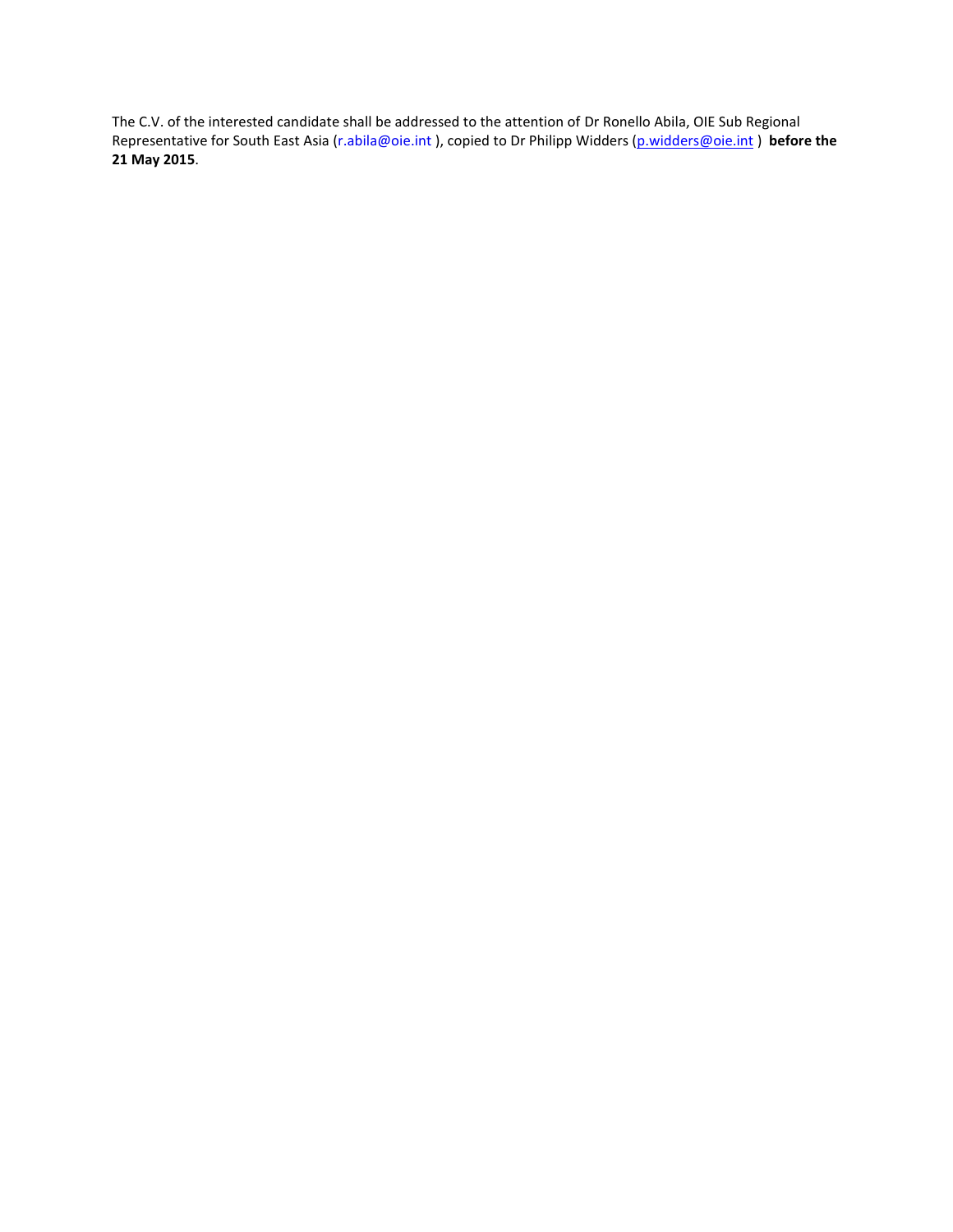The C.V. of the interested candidate shall be addressed to the attention of Dr Ronello Abila, OIE Sub Regional Representative for South East Asia (r.abila@oie.int ), copied to Dr Philipp Widders (p.widders@oie.int ) **before the 21 May 2015**.